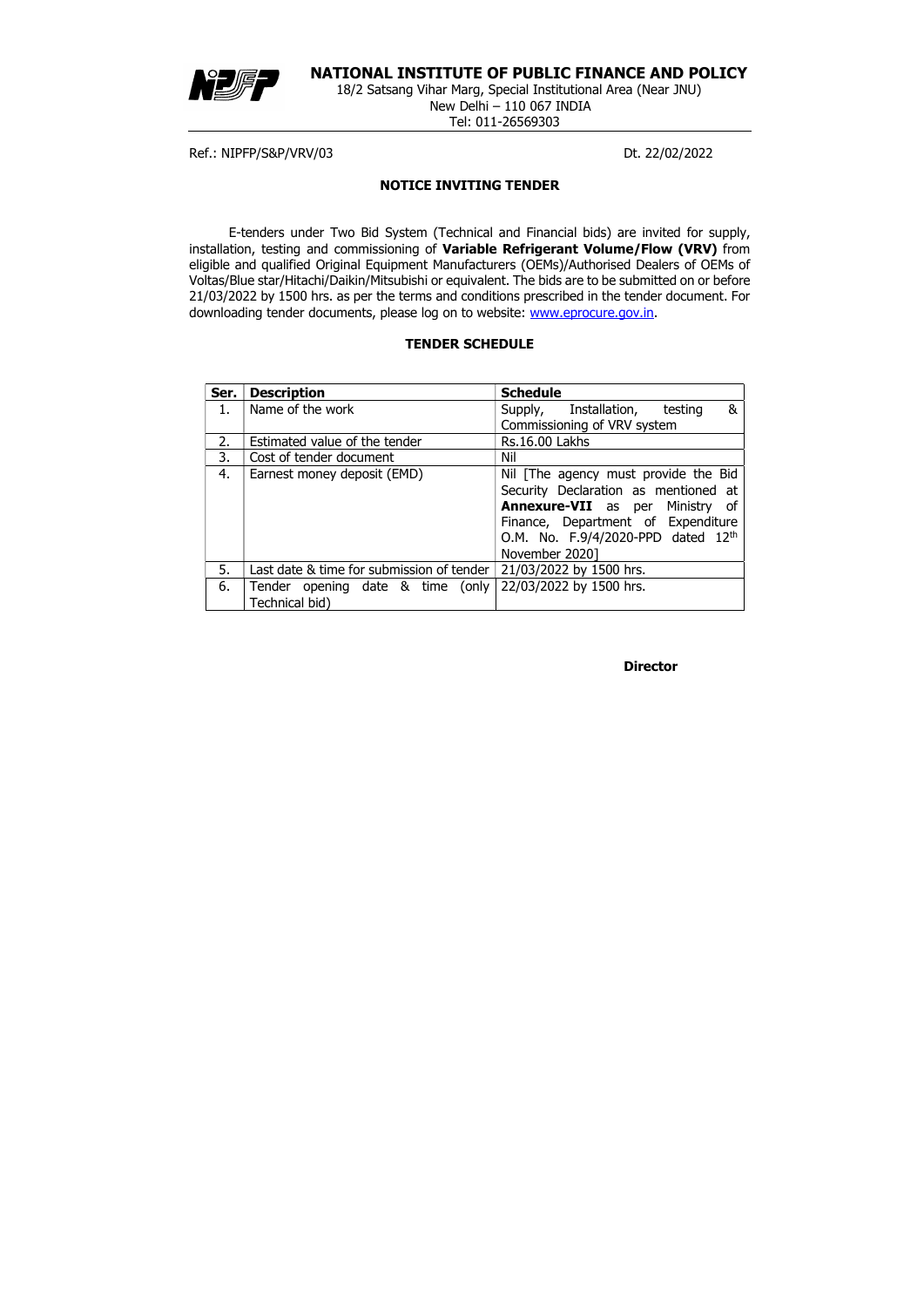# NATIONAL INSTITUTE OF PUBLIC FINANCE AND POLICY

18/2 Satsang Vihar Marg, Special Institutional Area (Near JNU)
New Delhi – 110 067 INDIA
Tel: 011-26569303

Ref.: NIPFP/S&P/VRV/03 Dt. 22/02/2022

## NOTICE INVITING TENDER

E-tenders under Two Bid System (Technical and Financial bids) are invited for supply, installation, testing and commissioning of **Variable Refrigerant Volume/Flow (VRV)** from eligible and qualified Original Equipment Manufacturers (OEMs)/Authorised Dealers of OEMs of Voltas/Blue star/Hitachi/Daikin/Mitsubishi or equivalent. The bids are to be submitted on or before 21/03/2022 by 1500 hrs. as per the terms and conditions prescribed in the tender document. For downloading tender documents, please log on to website: www.eprocure.gov.in.

## TENDER SCHEDULE

| Ser. | Description | Schedule |
|---|---|---|
| 1. | Name of the work | Supply, Installation, testing & Commissioning of VRV system |
| 2. | Estimated value of the tender | Rs.16.00 Lakhs |
| 3. | Cost of tender document | Nil |
| 4. | Earnest money deposit (EMD) | Nil [The agency must provide the Bid Security Declaration as mentioned at **Annexure-VII** as per Ministry of Finance, Department of Expenditure O.M. No. F.9/4/2020-PPD dated 12th November 2020] |
| 5. | Last date & time for submission of tender | 21/03/2022 by 1500 hrs. |
| 6. | Tender opening date & time (only Technical bid) | 22/03/2022 by 1500 hrs. |

**Director**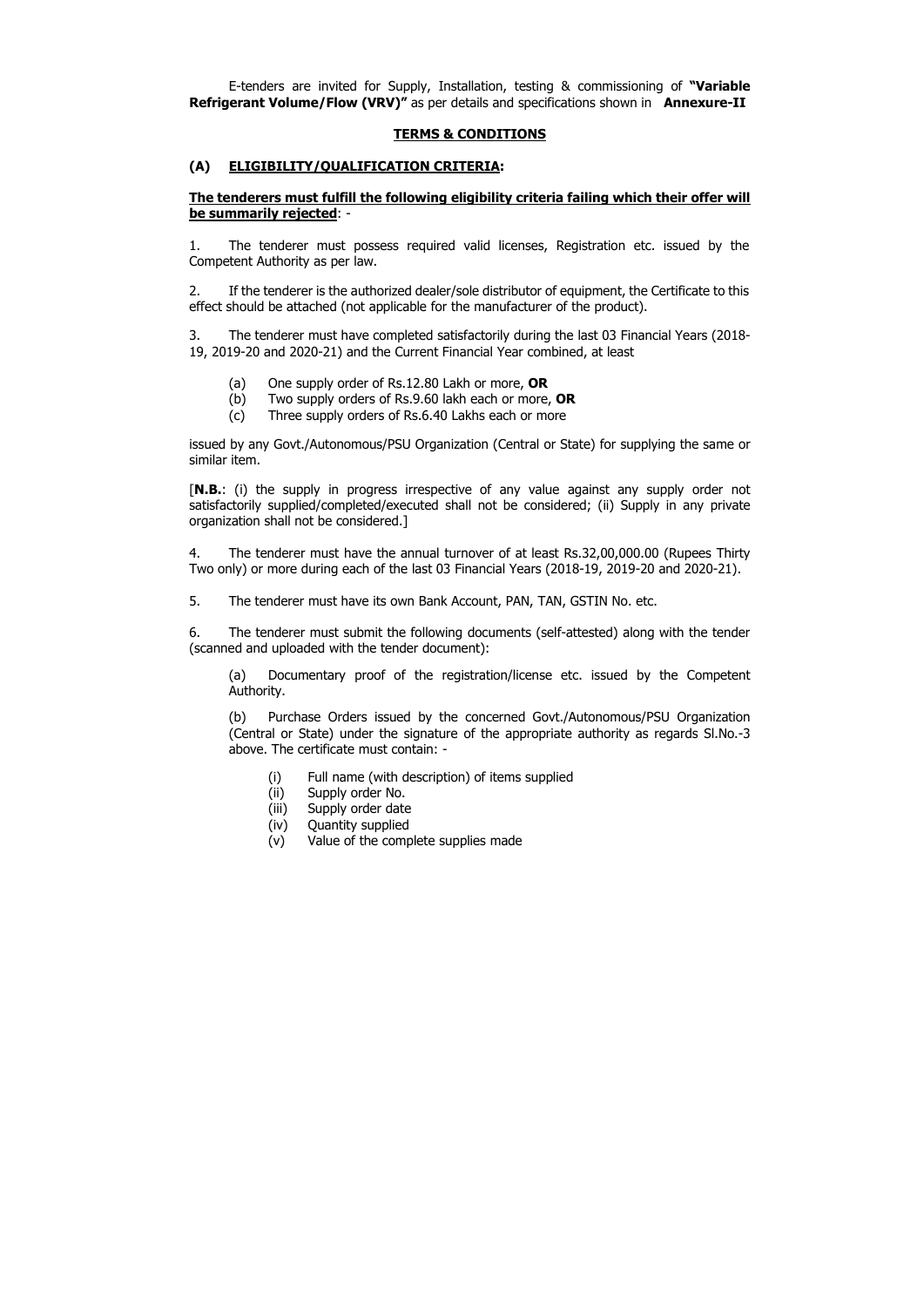E-tenders are invited for Supply, Installation, testing & commissioning of **"Variable Refrigerant Volume/Flow (VRV)"** as per details and specifications shown in **Annexure-II**

**TERMS & CONDITIONS**

**(A) ELIGIBILITY/QUALIFICATION CRITERIA:**

**The tenderers must fulfill the following eligibility criteria failing which their offer will be summarily rejected**: -

1. The tenderer must possess required valid licenses, Registration etc. issued by the Competent Authority as per law.

2. If the tenderer is the authorized dealer/sole distributor of equipment, the Certificate to this effect should be attached (not applicable for the manufacturer of the product).

3. The tenderer must have completed satisfactorily during the last 03 Financial Years (2018-19, 2019-20 and 2020-21) and the Current Financial Year combined, at least

   (a) One supply order of Rs.12.80 Lakh or more, **OR**
   (b) Two supply orders of Rs.9.60 lakh each or more, **OR**
   (c) Three supply orders of Rs.6.40 Lakhs each or more

issued by any Govt./Autonomous/PSU Organization (Central or State) for supplying the same or similar item.

[**N.B.**: (i) the supply in progress irrespective of any value against any supply order not satisfactorily supplied/completed/executed shall not be considered; (ii) Supply in any private organization shall not be considered.]

4. The tenderer must have the annual turnover of at least Rs.32,00,000.00 (Rupees Thirty Two only) or more during each of the last 03 Financial Years (2018-19, 2019-20 and 2020-21).

5. The tenderer must have its own Bank Account, PAN, TAN, GSTIN No. etc.

6. The tenderer must submit the following documents (self-attested) along with the tender (scanned and uploaded with the tender document):

   (a) Documentary proof of the registration/license etc. issued by the Competent Authority.

   (b) Purchase Orders issued by the concerned Govt./Autonomous/PSU Organization (Central or State) under the signature of the appropriate authority as regards Sl.No.-3 above. The certificate must contain: -

      (i) Full name (with description) of items supplied
      (ii) Supply order No.
      (iii) Supply order date
      (iv) Quantity supplied
      (v) Value of the complete supplies made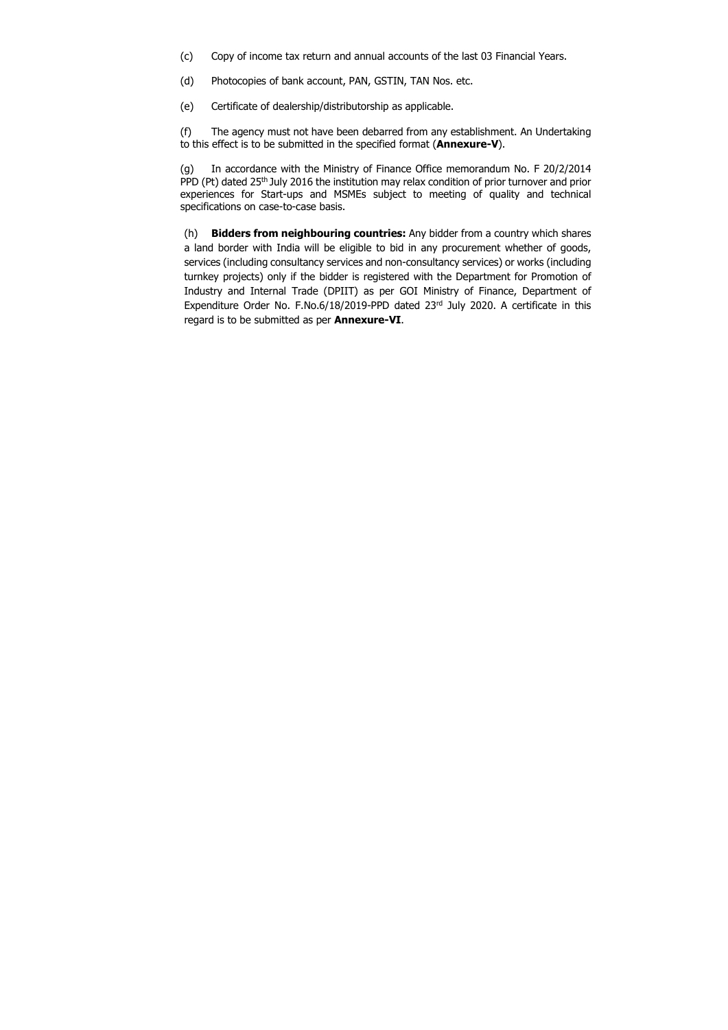(c) Copy of income tax return and annual accounts of the last 03 Financial Years.

(d) Photocopies of bank account, PAN, GSTIN, TAN Nos. etc.

(e) Certificate of dealership/distributorship as applicable.

(f) The agency must not have been debarred from any establishment. An Undertaking to this effect is to be submitted in the specified format (**Annexure-V**).

(g) In accordance with the Ministry of Finance Office memorandum No. F 20/2/2014 PPD (Pt) dated 25th July 2016 the institution may relax condition of prior turnover and prior experiences for Start-ups and MSMEs subject to meeting of quality and technical specifications on case-to-case basis.

(h) **Bidders from neighbouring countries:** Any bidder from a country which shares a land border with India will be eligible to bid in any procurement whether of goods, services (including consultancy services and non-consultancy services) or works (including turnkey projects) only if the bidder is registered with the Department for Promotion of Industry and Internal Trade (DPIIT) as per GOI Ministry of Finance, Department of Expenditure Order No. F.No.6/18/2019-PPD dated 23rd July 2020. A certificate in this regard is to be submitted as per **Annexure-VI**.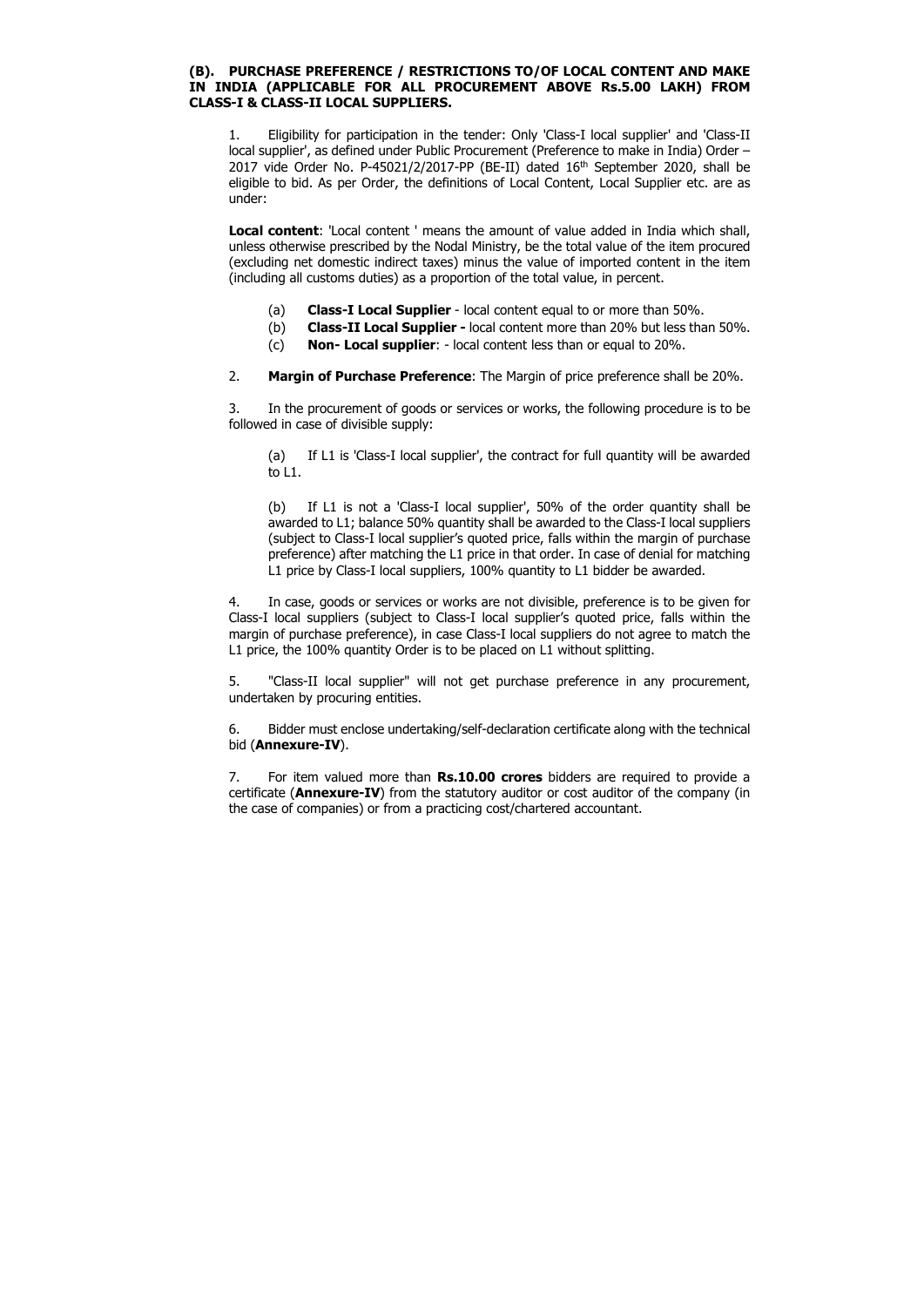**(B). PURCHASE PREFERENCE / RESTRICTIONS TO/OF LOCAL CONTENT AND MAKE IN INDIA (APPLICABLE FOR ALL PROCUREMENT ABOVE Rs.5.00 LAKH) FROM CLASS-I & CLASS-II LOCAL SUPPLIERS.**

1. Eligibility for participation in the tender: Only 'Class-I local supplier' and 'Class-II local supplier', as defined under Public Procurement (Preference to make in India) Order – 2017 vide Order No. P-45021/2/2017-PP (BE-II) dated 16th September 2020, shall be eligible to bid. As per Order, the definitions of Local Content, Local Supplier etc. are as under:

**Local content**: 'Local content ' means the amount of value added in India which shall, unless otherwise prescribed by the Nodal Ministry, be the total value of the item procured (excluding net domestic indirect taxes) minus the value of imported content in the item (including all customs duties) as a proportion of the total value, in percent.

(a) **Class-I Local Supplier** - local content equal to or more than 50%.

(b) **Class-II Local Supplier -** local content more than 20% but less than 50%.

(c) **Non- Local supplier**: - local content less than or equal to 20%.

2. **Margin of Purchase Preference**: The Margin of price preference shall be 20%.

3. In the procurement of goods or services or works, the following procedure is to be followed in case of divisible supply:

(a) If L1 is 'Class-I local supplier', the contract for full quantity will be awarded to L1.

(b) If L1 is not a 'Class-I local supplier', 50% of the order quantity shall be awarded to L1; balance 50% quantity shall be awarded to the Class-I local suppliers (subject to Class-I local supplier's quoted price, falls within the margin of purchase preference) after matching the L1 price in that order. In case of denial for matching L1 price by Class-I local suppliers, 100% quantity to L1 bidder be awarded.

4. In case, goods or services or works are not divisible, preference is to be given for Class-I local suppliers (subject to Class-I local supplier's quoted price, falls within the margin of purchase preference), in case Class-I local suppliers do not agree to match the L1 price, the 100% quantity Order is to be placed on L1 without splitting.

5. "Class-II local supplier" will not get purchase preference in any procurement, undertaken by procuring entities.

6. Bidder must enclose undertaking/self-declaration certificate along with the technical bid (**Annexure-IV**).

7. For item valued more than **Rs.10.00 crores** bidders are required to provide a certificate (**Annexure-IV**) from the statutory auditor or cost auditor of the company (in the case of companies) or from a practicing cost/chartered accountant.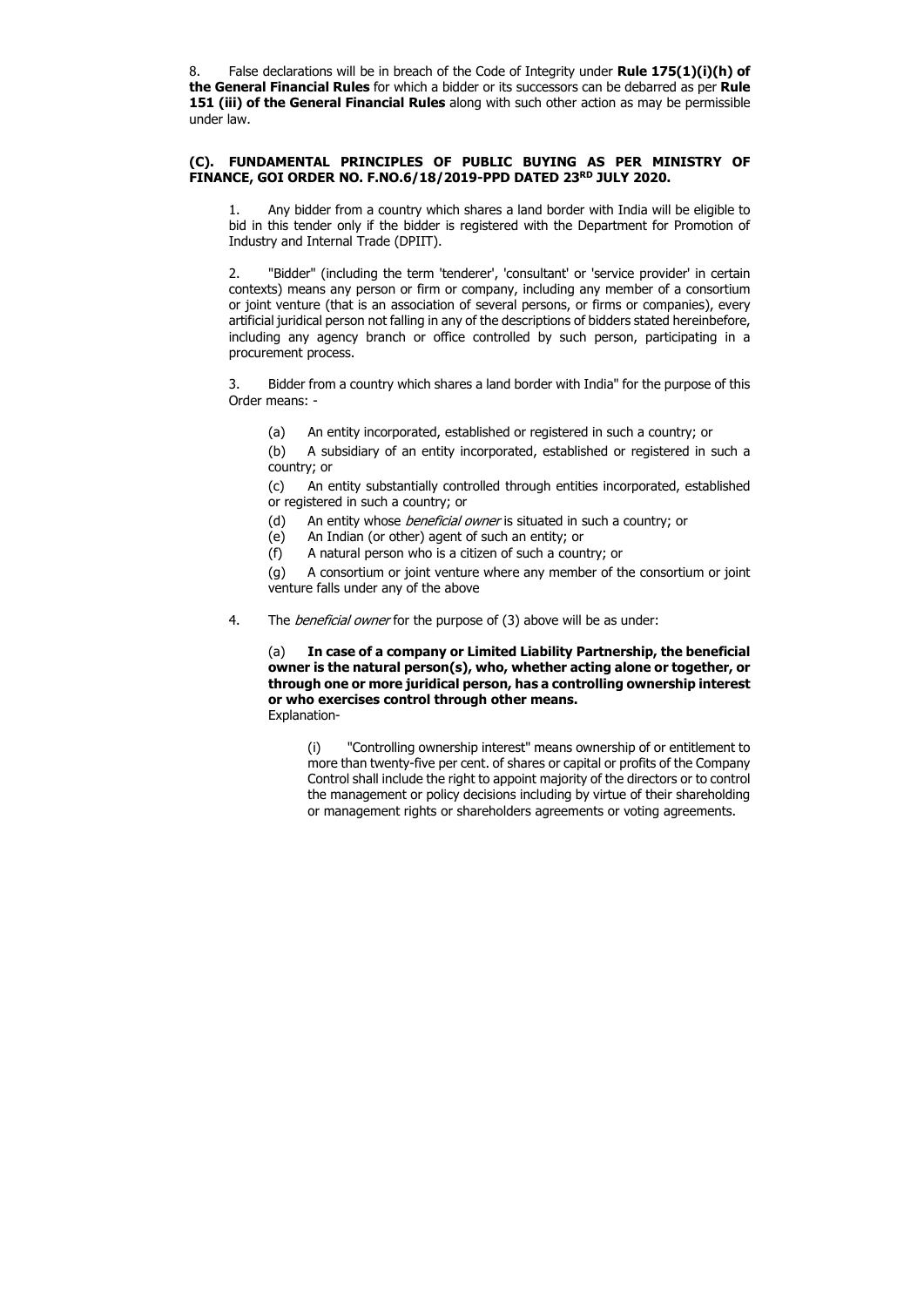8. False declarations will be in breach of the Code of Integrity under **Rule 175(1)(i)(h) of the General Financial Rules** for which a bidder or its successors can be debarred as per **Rule 151 (iii) of the General Financial Rules** along with such other action as may be permissible under law.

**(C). FUNDAMENTAL PRINCIPLES OF PUBLIC BUYING AS PER MINISTRY OF FINANCE, GOI ORDER NO. F.NO.6/18/2019-PPD DATED 23RD JULY 2020.**

1. Any bidder from a country which shares a land border with India will be eligible to bid in this tender only if the bidder is registered with the Department for Promotion of Industry and Internal Trade (DPIIT).

2. "Bidder" (including the term 'tenderer', 'consultant' or 'service provider' in certain contexts) means any person or firm or company, including any member of a consortium or joint venture (that is an association of several persons, or firms or companies), every artificial juridical person not falling in any of the descriptions of bidders stated hereinbefore, including any agency branch or office controlled by such person, participating in a procurement process.

3. Bidder from a country which shares a land border with India" for the purpose of this Order means: -

(a) An entity incorporated, established or registered in such a country; or

(b) A subsidiary of an entity incorporated, established or registered in such a country; or

(c) An entity substantially controlled through entities incorporated, established or registered in such a country; or

(d) An entity whose *beneficial owner* is situated in such a country; or

(e) An Indian (or other) agent of such an entity; or

(f) A natural person who is a citizen of such a country; or

(g) A consortium or joint venture where any member of the consortium or joint venture falls under any of the above

4. The *beneficial owner* for the purpose of (3) above will be as under:

(a) **In case of a company or Limited Liability Partnership, the beneficial owner is the natural person(s), who, whether acting alone or together, or through one or more juridical person, has a controlling ownership interest or who exercises control through other means.**
Explanation-

(i) "Controlling ownership interest" means ownership of or entitlement to more than twenty-five per cent. of shares or capital or profits of the Company Control shall include the right to appoint majority of the directors or to control the management or policy decisions including by virtue of their shareholding or management rights or shareholders agreements or voting agreements.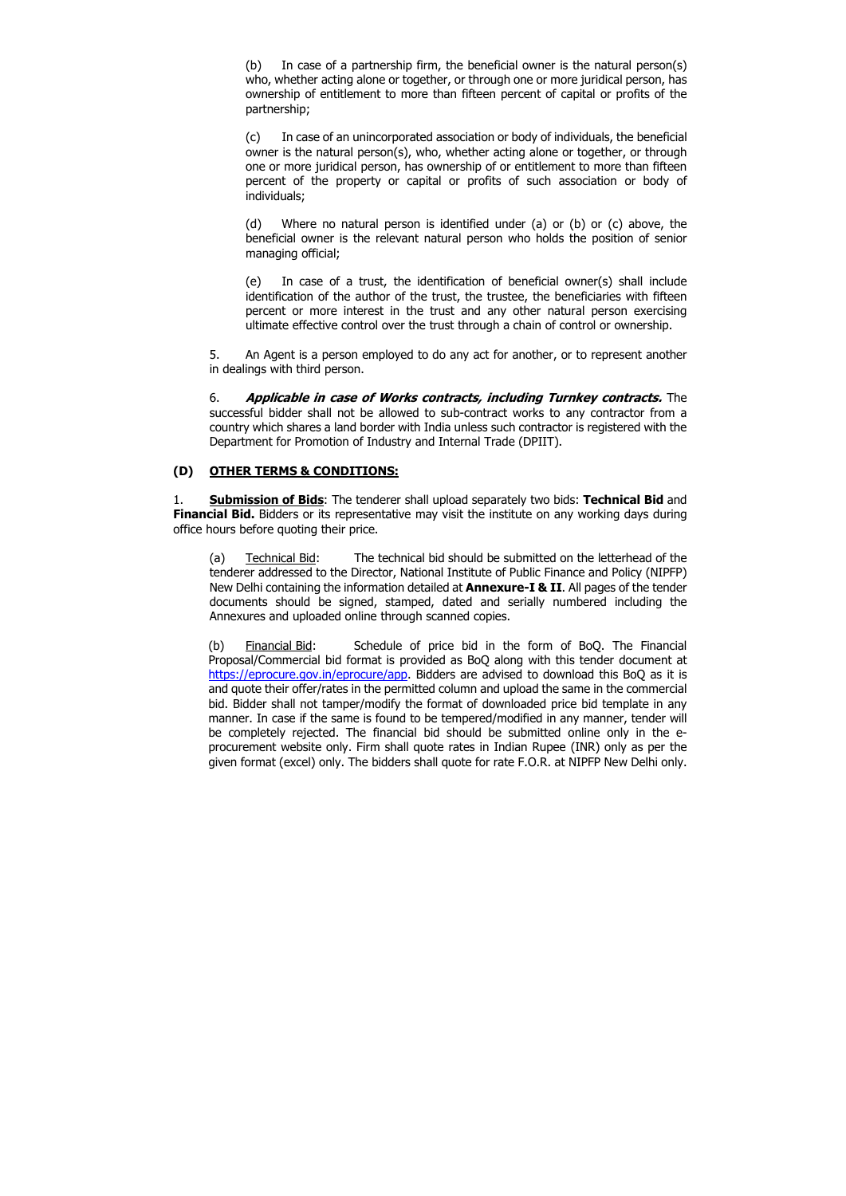(b) In case of a partnership firm, the beneficial owner is the natural person(s) who, whether acting alone or together, or through one or more juridical person, has ownership of entitlement to more than fifteen percent of capital or profits of the partnership;

(c) In case of an unincorporated association or body of individuals, the beneficial owner is the natural person(s), who, whether acting alone or together, or through one or more juridical person, has ownership of or entitlement to more than fifteen percent of the property or capital or profits of such association or body of individuals;

(d) Where no natural person is identified under (a) or (b) or (c) above, the beneficial owner is the relevant natural person who holds the position of senior managing official;

(e) In case of a trust, the identification of beneficial owner(s) shall include identification of the author of the trust, the trustee, the beneficiaries with fifteen percent or more interest in the trust and any other natural person exercising ultimate effective control over the trust through a chain of control or ownership.

5. An Agent is a person employed to do any act for another, or to represent another in dealings with third person.

6. ***Applicable in case of Works contracts, including Turnkey contracts.*** The successful bidder shall not be allowed to sub-contract works to any contractor from a country which shares a land border with India unless such contractor is registered with the Department for Promotion of Industry and Internal Trade (DPIIT).

## (D) OTHER TERMS & CONDITIONS:

1. **Submission of Bids**: The tenderer shall upload separately two bids: **Technical Bid** and **Financial Bid.** Bidders or its representative may visit the institute on any working days during office hours before quoting their price.

(a) Technical Bid: The technical bid should be submitted on the letterhead of the tenderer addressed to the Director, National Institute of Public Finance and Policy (NIPFP) New Delhi containing the information detailed at **Annexure-I & II**. All pages of the tender documents should be signed, stamped, dated and serially numbered including the Annexures and uploaded online through scanned copies.

(b) Financial Bid: Schedule of price bid in the form of BoQ. The Financial Proposal/Commercial bid format is provided as BoQ along with this tender document at https://eprocure.gov.in/eprocure/app. Bidders are advised to download this BoQ as it is and quote their offer/rates in the permitted column and upload the same in the commercial bid. Bidder shall not tamper/modify the format of downloaded price bid template in any manner. In case if the same is found to be tempered/modified in any manner, tender will be completely rejected. The financial bid should be submitted online only in the e-procurement website only. Firm shall quote rates in Indian Rupee (INR) only as per the given format (excel) only. The bidders shall quote for rate F.O.R. at NIPFP New Delhi only.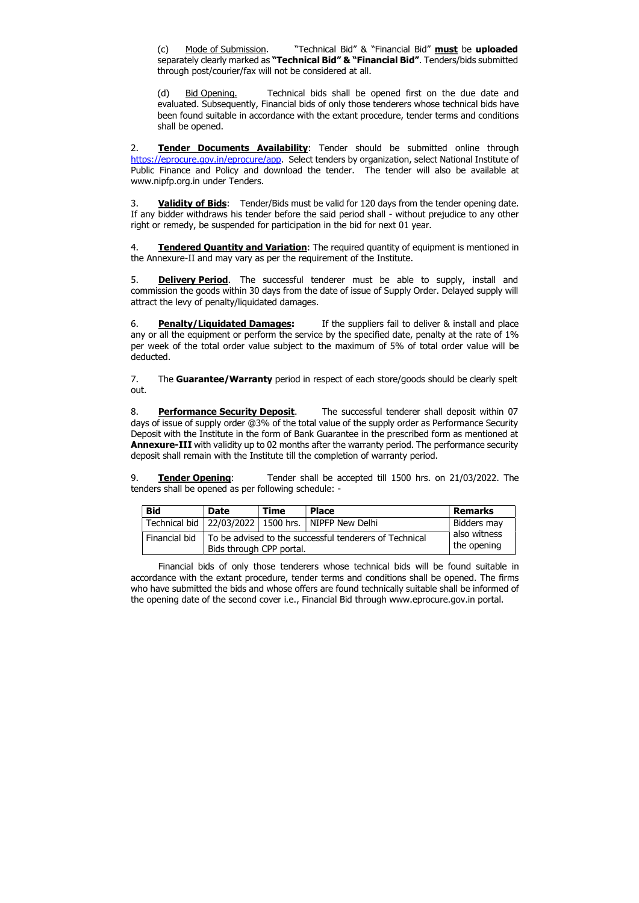(c) Mode of Submission. "Technical Bid" & "Financial Bid" **must** be **uploaded** separately clearly marked as **"Technical Bid" & "Financial Bid"**. Tenders/bids submitted through post/courier/fax will not be considered at all.

(d) Bid Opening. Technical bids shall be opened first on the due date and evaluated. Subsequently, Financial bids of only those tenderers whose technical bids have been found suitable in accordance with the extant procedure, tender terms and conditions shall be opened.

2. **Tender Documents Availability**: Tender should be submitted online through https://eprocure.gov.in/eprocure/app. Select tenders by organization, select National Institute of Public Finance and Policy and download the tender. The tender will also be available at www.nipfp.org.in under Tenders.

3. **Validity of Bids**: Tender/Bids must be valid for 120 days from the tender opening date. If any bidder withdraws his tender before the said period shall - without prejudice to any other right or remedy, be suspended for participation in the bid for next 01 year.

4. **Tendered Quantity and Variation**: The required quantity of equipment is mentioned in the Annexure-II and may vary as per the requirement of the Institute.

5. **Delivery Period**. The successful tenderer must be able to supply, install and commission the goods within 30 days from the date of issue of Supply Order. Delayed supply will attract the levy of penalty/liquidated damages.

6. **Penalty/Liquidated Damages:** If the suppliers fail to deliver & install and place any or all the equipment or perform the service by the specified date, penalty at the rate of 1% per week of the total order value subject to the maximum of 5% of total order value will be deducted.

7. The **Guarantee/Warranty** period in respect of each store/goods should be clearly spelt out.

8. **Performance Security Deposit**. The successful tenderer shall deposit within 07 days of issue of supply order @3% of the total value of the supply order as Performance Security Deposit with the Institute in the form of Bank Guarantee in the prescribed form as mentioned at **Annexure-III** with validity up to 02 months after the warranty period. The performance security deposit shall remain with the Institute till the completion of warranty period.

9. **Tender Opening**: Tender shall be accepted till 1500 hrs. on 21/03/2022. The tenders shall be opened as per following schedule: -

| Bid | Date | Time | Place | Remarks |
|---|---|---|---|---|
| Technical bid | 22/03/2022 | 1500 hrs. | NIPFP New Delhi | Bidders may also witness the opening |
| Financial bid | To be advised to the successful tenderers of Technical Bids through CPP portal. | | | |

Financial bids of only those tenderers whose technical bids will be found suitable in accordance with the extant procedure, tender terms and conditions shall be opened. The firms who have submitted the bids and whose offers are found technically suitable shall be informed of the opening date of the second cover i.e., Financial Bid through www.eprocure.gov.in portal.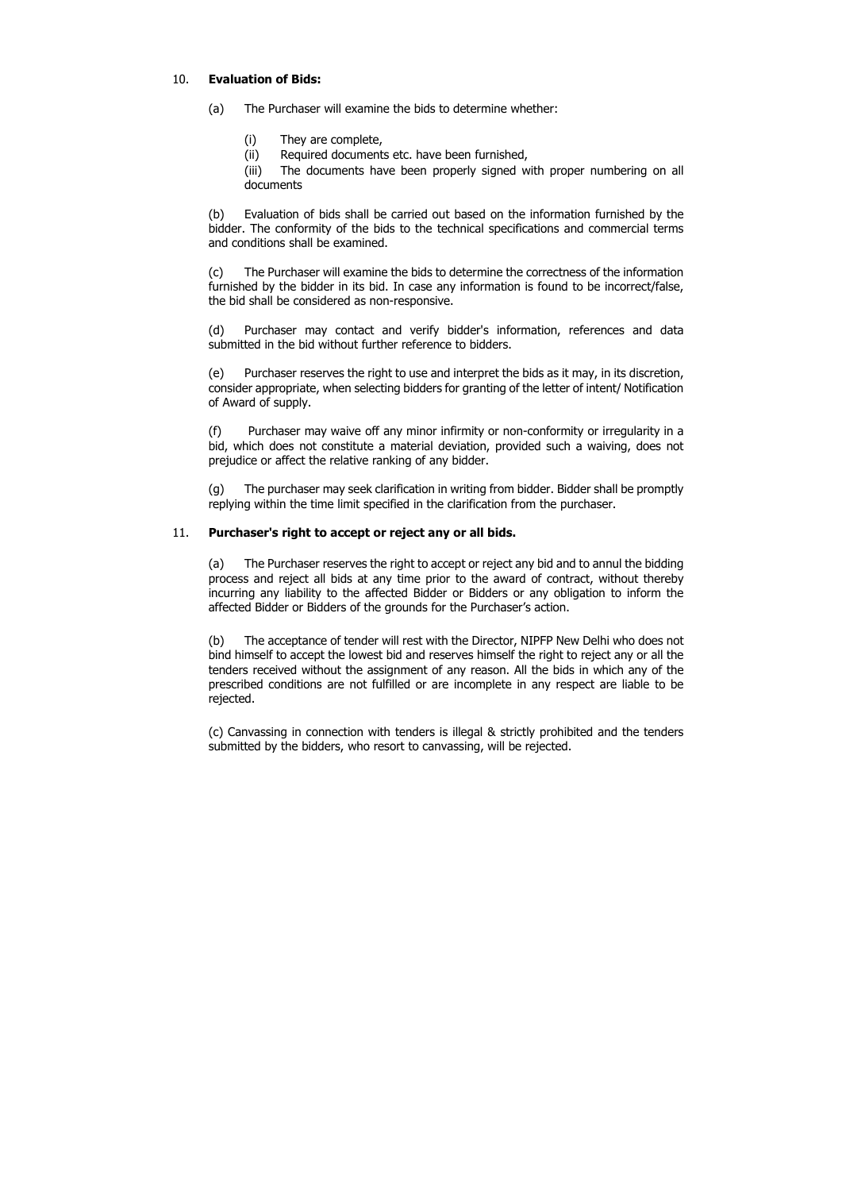10. **Evaluation of Bids:**

(a) The Purchaser will examine the bids to determine whether:

(i) They are complete,

(ii) Required documents etc. have been furnished,

(iii) The documents have been properly signed with proper numbering on all documents

(b) Evaluation of bids shall be carried out based on the information furnished by the bidder. The conformity of the bids to the technical specifications and commercial terms and conditions shall be examined.

(c) The Purchaser will examine the bids to determine the correctness of the information furnished by the bidder in its bid. In case any information is found to be incorrect/false, the bid shall be considered as non-responsive.

(d) Purchaser may contact and verify bidder's information, references and data submitted in the bid without further reference to bidders.

(e) Purchaser reserves the right to use and interpret the bids as it may, in its discretion, consider appropriate, when selecting bidders for granting of the letter of intent/ Notification of Award of supply.

(f) Purchaser may waive off any minor infirmity or non-conformity or irregularity in a bid, which does not constitute a material deviation, provided such a waiving, does not prejudice or affect the relative ranking of any bidder.

(g) The purchaser may seek clarification in writing from bidder. Bidder shall be promptly replying within the time limit specified in the clarification from the purchaser.

11. **Purchaser's right to accept or reject any or all bids.**

(a) The Purchaser reserves the right to accept or reject any bid and to annul the bidding process and reject all bids at any time prior to the award of contract, without thereby incurring any liability to the affected Bidder or Bidders or any obligation to inform the affected Bidder or Bidders of the grounds for the Purchaser's action.

(b) The acceptance of tender will rest with the Director, NIPFP New Delhi who does not bind himself to accept the lowest bid and reserves himself the right to reject any or all the tenders received without the assignment of any reason. All the bids in which any of the prescribed conditions are not fulfilled or are incomplete in any respect are liable to be rejected.

(c) Canvassing in connection with tenders is illegal & strictly prohibited and the tenders submitted by the bidders, who resort to canvassing, will be rejected.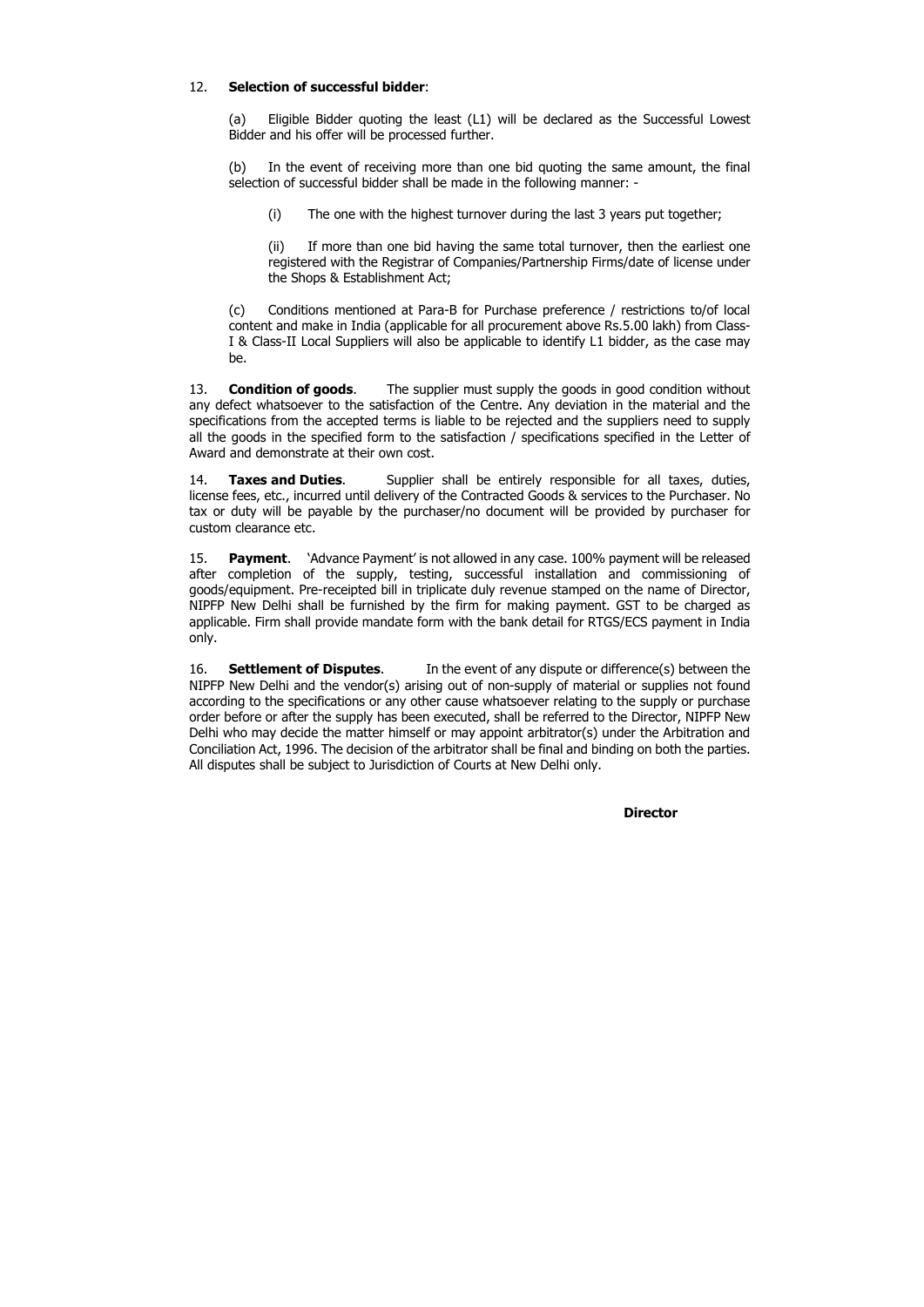12. **Selection of successful bidder**:

(a) Eligible Bidder quoting the least (L1) will be declared as the Successful Lowest Bidder and his offer will be processed further.

(b) In the event of receiving more than one bid quoting the same amount, the final selection of successful bidder shall be made in the following manner: -

(i) The one with the highest turnover during the last 3 years put together;

(ii) If more than one bid having the same total turnover, then the earliest one registered with the Registrar of Companies/Partnership Firms/date of license under the Shops & Establishment Act;

(c) Conditions mentioned at Para-B for Purchase preference / restrictions to/of local content and make in India (applicable for all procurement above Rs.5.00 lakh) from Class-I & Class-II Local Suppliers will also be applicable to identify L1 bidder, as the case may be.

13. **Condition of goods**. The supplier must supply the goods in good condition without any defect whatsoever to the satisfaction of the Centre. Any deviation in the material and the specifications from the accepted terms is liable to be rejected and the suppliers need to supply all the goods in the specified form to the satisfaction / specifications specified in the Letter of Award and demonstrate at their own cost.

14. **Taxes and Duties**. Supplier shall be entirely responsible for all taxes, duties, license fees, etc., incurred until delivery of the Contracted Goods & services to the Purchaser. No tax or duty will be payable by the purchaser/no document will be provided by purchaser for custom clearance etc.

15. **Payment**. 'Advance Payment' is not allowed in any case. 100% payment will be released after completion of the supply, testing, successful installation and commissioning of goods/equipment. Pre-receipted bill in triplicate duly revenue stamped on the name of Director, NIPFP New Delhi shall be furnished by the firm for making payment. GST to be charged as applicable. Firm shall provide mandate form with the bank detail for RTGS/ECS payment in India only.

16. **Settlement of Disputes**. In the event of any dispute or difference(s) between the NIPFP New Delhi and the vendor(s) arising out of non-supply of material or supplies not found according to the specifications or any other cause whatsoever relating to the supply or purchase order before or after the supply has been executed, shall be referred to the Director, NIPFP New Delhi who may decide the matter himself or may appoint arbitrator(s) under the Arbitration and Conciliation Act, 1996. The decision of the arbitrator shall be final and binding on both the parties. All disputes shall be subject to Jurisdiction of Courts at New Delhi only.

**Director**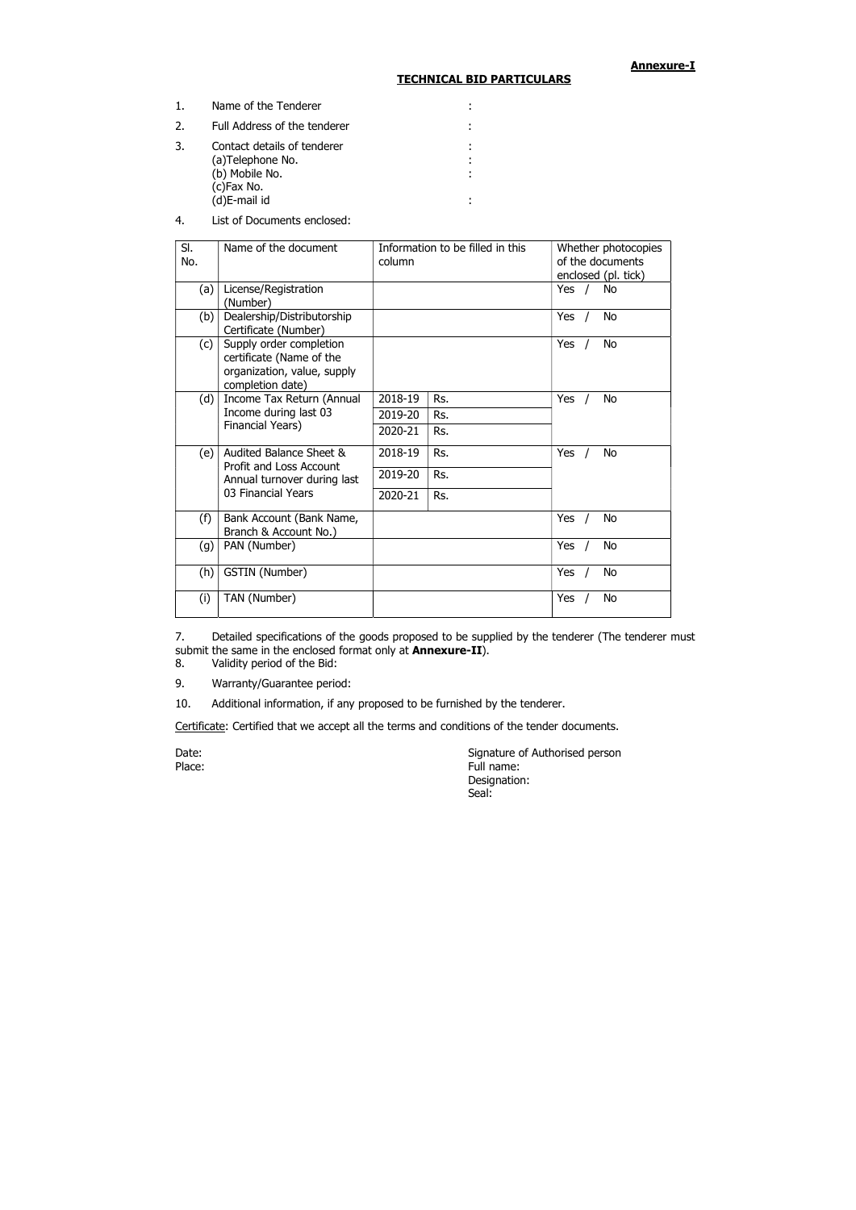**Annexure-I**

## TECHNICAL BID PARTICULARS

1. Name of the Tenderer :
2. Full Address of the tenderer :
3. Contact details of tenderer :
   (a)Telephone No. :
   (b) Mobile No. :
   (c)Fax No.
   (d)E-mail id :
4. List of Documents enclosed:

| Sl. No. | Name of the document | Information to be filled in this column | | Whether photocopies of the documents enclosed (pl. tick) |
|---|---|---|---|---|
| (a) | License/Registration (Number) | | | Yes / No |
| (b) | Dealership/Distributorship Certificate (Number) | | | Yes / No |
| (c) | Supply order completion certificate (Name of the organization, value, supply completion date) | | | Yes / No |
| (d) | Income Tax Return (Annual Income during last 03 Financial Years) | 2018-19 | Rs. | Yes / No |
| | | 2019-20 | Rs. | |
| | | 2020-21 | Rs. | |
| (e) | Audited Balance Sheet & Profit and Loss Account Annual turnover during last 03 Financial Years | 2018-19 | Rs. | Yes / No |
| | | 2019-20 | Rs. | |
| | | 2020-21 | Rs. | |
| (f) | Bank Account (Bank Name, Branch & Account No.) | | | Yes / No |
| (g) | PAN (Number) | | | Yes / No |
| (h) | GSTIN (Number) | | | Yes / No |
| (i) | TAN (Number) | | | Yes / No |

7. Detailed specifications of the goods proposed to be supplied by the tenderer (The tenderer must submit the same in the enclosed format only at **Annexure-II**).
8. Validity period of the Bid:
9. Warranty/Guarantee period:
10. Additional information, if any proposed to be furnished by the tenderer.

Certificate: Certified that we accept all the terms and conditions of the tender documents.

Date:
Place:

Signature of Authorised person
Full name:
Designation:
Seal: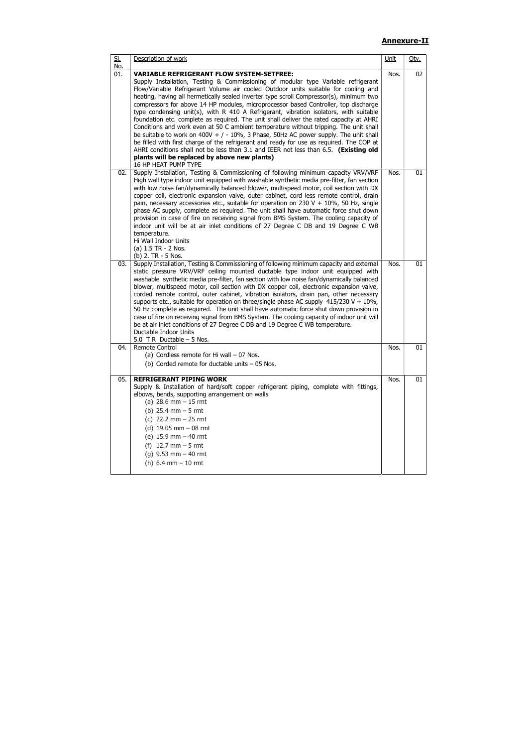**Annexure-II**

| Sl. No. | Description of work | Unit | Qty. |
|---|---|---|---|
| 01. | **VARIABLE REFRIGERANT FLOW SYSTEM-SETFREE:**<br>Supply Installation, Testing & Commissioning of modular type Variable refrigerant Flow/Variable Refrigerant Volume air cooled Outdoor units suitable for cooling and heating, having all hermetically sealed inverter type scroll Compressor(s), minimum two compressors for above 14 HP modules, microprocessor based Controller, top discharge type condensing unit(s), with R 410 A Refrigerant, vibration isolators, with suitable foundation etc. complete as required. The unit shall deliver the rated capacity at AHRI Conditions and work even at 50 C ambient temperature without tripping. The unit shall be suitable to work on 400V + / - 10%, 3 Phase, 50Hz AC power supply. The unit shall be filled with first charge of the refrigerant and ready for use as required. The COP at AHRI conditions shall not be less than 3.1 and IEER not less than 6.5. **(Existing old plants will be replaced by above new plants)**<br>16 HP HEAT PUMP TYPE | Nos. | 02 |
| 02. | Supply Installation, Testing & Commissioning of following minimum capacity VRV/VRF High wall type indoor unit equipped with washable synthetic media pre-filter, fan section with low noise fan/dynamically balanced blower, multispeed motor, coil section with DX copper coil, electronic expansion valve, outer cabinet, cord less remote control, drain pain, necessary accessories etc., suitable for operation on 230 V + 10%, 50 Hz, single phase AC supply, complete as required. The unit shall have automatic force shut down provision in case of fire on receiving signal from BMS System. The cooling capacity of indoor unit will be at air inlet conditions of 27 Degree C DB and 19 Degree C WB temperature.<br>Hi Wall Indoor Units<br>(a) 1.5 TR - 2 Nos.<br>(b) 2. TR - 5 Nos. | Nos. | 01 |
| 03. | Supply Installation, Testing & Commissioning of following minimum capacity and external static pressure VRV/VRF ceiling mounted ductable type indoor unit equipped with washable synthetic media pre-filter, fan section with low noise fan/dynamically balanced blower, multispeed motor, coil section with DX copper coil, electronic expansion valve, corded remote control, outer cabinet, vibration isolators, drain pan, other necessary supports etc., suitable for operation on three/single phase AC supply 415/230 V + 10%, 50 Hz complete as required. The unit shall have automatic force shut down provision in case of fire on receiving signal from BMS System. The cooling capacity of indoor unit will be at air inlet conditions of 27 Degree C DB and 19 Degree C WB temperature.<br>Ductable Indoor Units<br>5.0 T R Ductable – 5 Nos. | Nos. | 01 |
| 04. | Remote Control<br>(a) Cordless remote for Hi wall – 07 Nos.<br>(b) Corded remote for ductable units – 05 Nos. | Nos. | 01 |
| 05. | **REFRIGERANT PIPING WORK**<br>Supply & Installation of hard/soft copper refrigerant piping, complete with fittings, elbows, bends, supporting arrangement on walls<br>(a) 28.6 mm – 15 rmt<br>(b) 25.4 mm – 5 rmt<br>(c) 22.2 mm – 25 rmt<br>(d) 19.05 mm – 08 rmt<br>(e) 15.9 mm – 40 rmt<br>(f) 12.7 mm – 5 rmt<br>(g) 9.53 mm – 40 rmt<br>(h) 6.4 mm – 10 rmt | Nos. | 01 |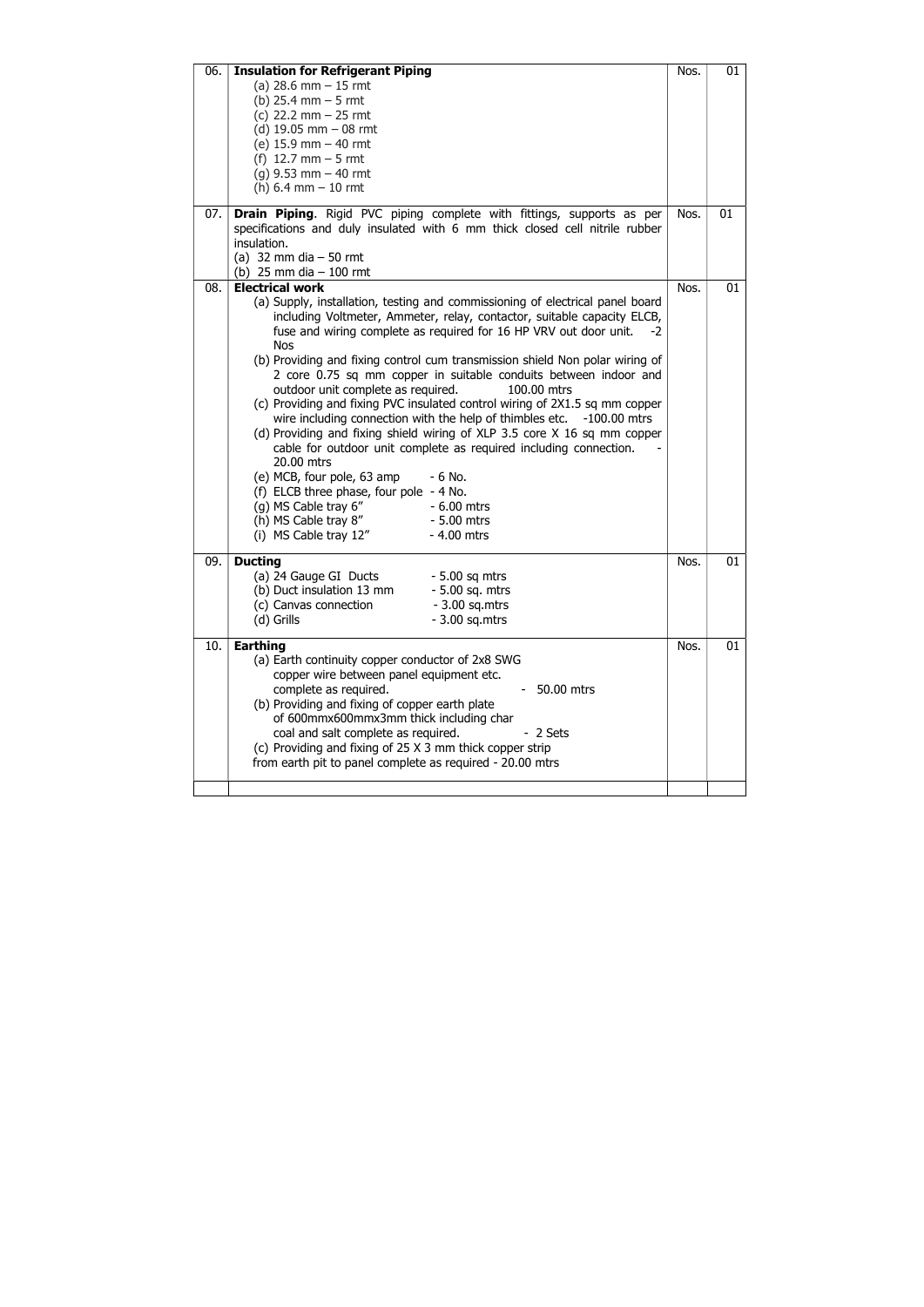| 06. | **Insulation for Refrigerant Piping**<br>(a) 28.6 mm – 15 rmt<br>(b) 25.4 mm – 5 rmt<br>(c) 22.2 mm – 25 rmt<br>(d) 19.05 mm – 08 rmt<br>(e) 15.9 mm – 40 rmt<br>(f) 12.7 mm – 5 rmt<br>(g) 9.53 mm – 40 rmt<br>(h) 6.4 mm – 10 rmt | Nos. | 01 |
|---|---|---|---|
| 07. | **Drain Piping**. Rigid PVC piping complete with fittings, supports as per specifications and duly insulated with 6 mm thick closed cell nitrile rubber insulation.<br>(a) 32 mm dia – 50 rmt<br>(b) 25 mm dia – 100 rmt | Nos. | 01 |
| 08. | **Electrical work**<br>(a) Supply, installation, testing and commissioning of electrical panel board including Voltmeter, Ammeter, relay, contactor, suitable capacity ELCB, fuse and wiring complete as required for 16 HP VRV out door unit. -2 Nos<br>(b) Providing and fixing control cum transmission shield Non polar wiring of 2 core 0.75 sq mm copper in suitable conduits between indoor and outdoor unit complete as required. 100.00 mtrs<br>(c) Providing and fixing PVC insulated control wiring of 2X1.5 sq mm copper wire including connection with the help of thimbles etc. -100.00 mtrs<br>(d) Providing and fixing shield wiring of XLP 3.5 core X 16 sq mm copper cable for outdoor unit complete as required including connection. - 20.00 mtrs<br>(e) MCB, four pole, 63 amp - 6 No.<br>(f) ELCB three phase, four pole - 4 No.<br>(g) MS Cable tray 6" - 6.00 mtrs<br>(h) MS Cable tray 8" - 5.00 mtrs<br>(i) MS Cable tray 12" - 4.00 mtrs | Nos. | 01 |
| 09. | **Ducting**<br>(a) 24 Gauge GI Ducts - 5.00 sq mtrs<br>(b) Duct insulation 13 mm - 5.00 sq. mtrs<br>(c) Canvas connection - 3.00 sq.mtrs<br>(d) Grills - 3.00 sq.mtrs | Nos. | 01 |
| 10. | **Earthing**<br>(a) Earth continuity copper conductor of 2x8 SWG copper wire between panel equipment etc. complete as required. - 50.00 mtrs<br>(b) Providing and fixing of copper earth plate of 600mmx600mmx3mm thick including char coal and salt complete as required. - 2 Sets<br>(c) Providing and fixing of 25 X 3 mm thick copper strip from earth pit to panel complete as required - 20.00 mtrs | Nos. | 01 |
| | | | |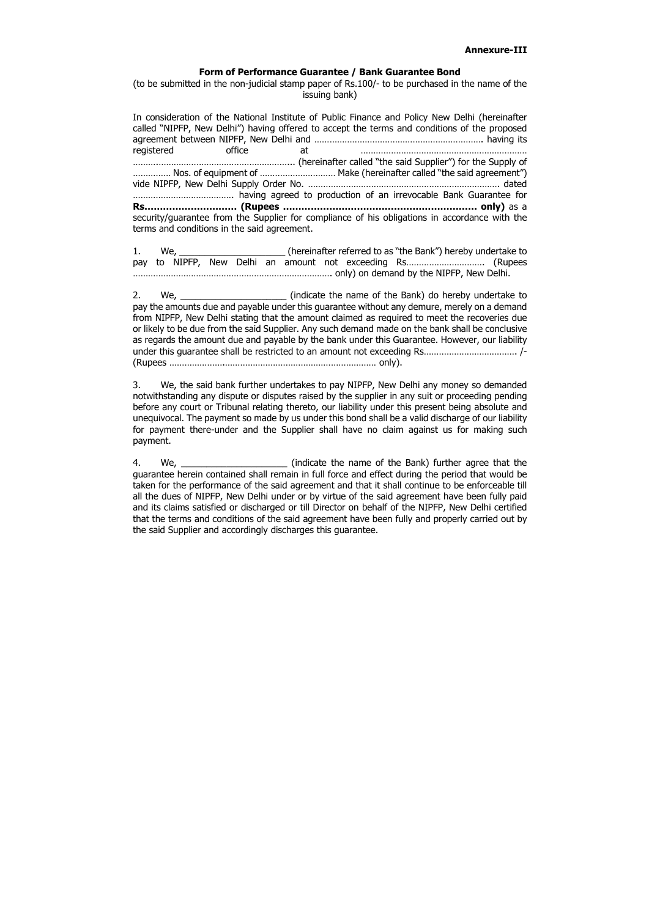**Annexure-III**

**Form of Performance Guarantee / Bank Guarantee Bond**

(to be submitted in the non-judicial stamp paper of Rs.100/- to be purchased in the name of the issuing bank)

In consideration of the National Institute of Public Finance and Policy New Delhi (hereinafter called "NIPFP, New Delhi") having offered to accept the terms and conditions of the proposed agreement between NIPFP, New Delhi and ………………………………………………………… having its registered office at ………………………………………………………… ………………………………………………………… (hereinafter called "the said Supplier") for the Supply of …………… Nos. of equipment of ………………………… Make (hereinafter called "the said agreement") vide NIPFP, New Delhi Supply Order No. ………………………………………………………………… dated ………………………………… having agreed to production of an irrevocable Bank Guarantee for **Rs………………………… (Rupees ………………………………………………………… only)** as a security/guarantee from the Supplier for compliance of his obligations in accordance with the terms and conditions in the said agreement.

1. We, ____________________ (hereinafter referred to as "the Bank") hereby undertake to pay to NIPFP, New Delhi an amount not exceeding Rs………………………… (Rupees ………………………………………………………………… only) on demand by the NIPFP, New Delhi.

2. We, ____________________ (indicate the name of the Bank) do hereby undertake to pay the amounts due and payable under this guarantee without any demure, merely on a demand from NIPFP, New Delhi stating that the amount claimed as required to meet the recoveries due or likely to be due from the said Supplier. Any such demand made on the bank shall be conclusive as regards the amount due and payable by the bank under this Guarantee. However, our liability under this guarantee shall be restricted to an amount not exceeding Rs……………………………… /- (Rupees ………………………………………………………………… only).

3. We, the said bank further undertakes to pay NIPFP, New Delhi any money so demanded notwithstanding any dispute or disputes raised by the supplier in any suit or proceeding pending before any court or Tribunal relating thereto, our liability under this present being absolute and unequivocal. The payment so made by us under this bond shall be a valid discharge of our liability for payment there-under and the Supplier shall have no claim against us for making such payment.

4. We, ____________________ (indicate the name of the Bank) further agree that the guarantee herein contained shall remain in full force and effect during the period that would be taken for the performance of the said agreement and that it shall continue to be enforceable till all the dues of NIPFP, New Delhi under or by virtue of the said agreement have been fully paid and its claims satisfied or discharged or till Director on behalf of the NIPFP, New Delhi certified that the terms and conditions of the said agreement have been fully and properly carried out by the said Supplier and accordingly discharges this guarantee.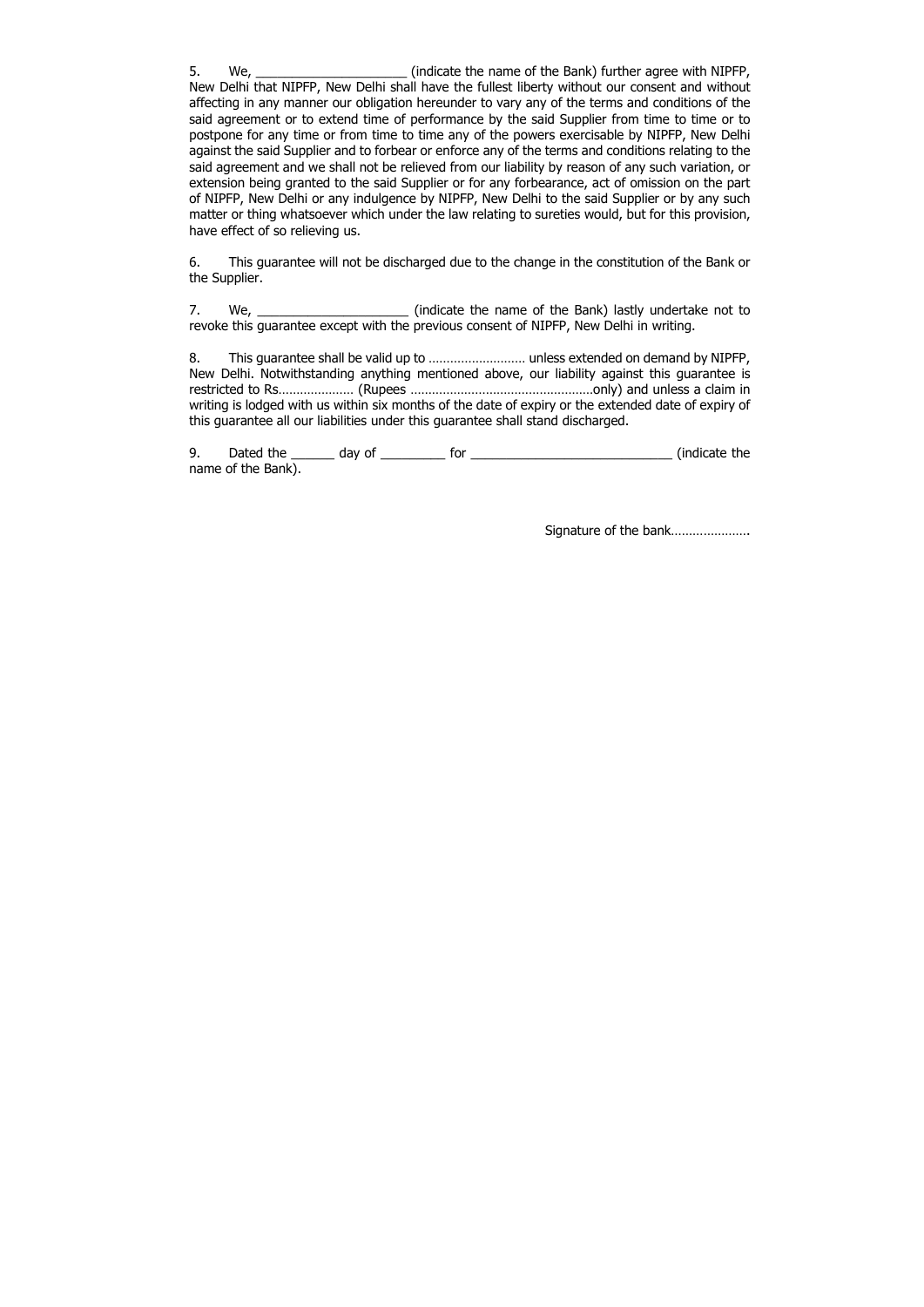5. We, _____________________ (indicate the name of the Bank) further agree with NIPFP, New Delhi that NIPFP, New Delhi shall have the fullest liberty without our consent and without affecting in any manner our obligation hereunder to vary any of the terms and conditions of the said agreement or to extend time of performance by the said Supplier from time to time or to postpone for any time or from time to time any of the powers exercisable by NIPFP, New Delhi against the said Supplier and to forbear or enforce any of the terms and conditions relating to the said agreement and we shall not be relieved from our liability by reason of any such variation, or extension being granted to the said Supplier or for any forbearance, act of omission on the part of NIPFP, New Delhi or any indulgence by NIPFP, New Delhi to the said Supplier or by any such matter or thing whatsoever which under the law relating to sureties would, but for this provision, have effect of so relieving us.

6. This guarantee will not be discharged due to the change in the constitution of the Bank or the Supplier.

7. We, _____________________ (indicate the name of the Bank) lastly undertake not to revoke this guarantee except with the previous consent of NIPFP, New Delhi in writing.

8. This guarantee shall be valid up to ……………………… unless extended on demand by NIPFP, New Delhi. Notwithstanding anything mentioned above, our liability against this guarantee is restricted to Rs………………… (Rupees ……………………………………………only) and unless a claim in writing is lodged with us within six months of the date of expiry or the extended date of expiry of this guarantee all our liabilities under this guarantee shall stand discharged.

9. Dated the ______ day of _________ for ____________________________ (indicate the name of the Bank).

Signature of the bank………………….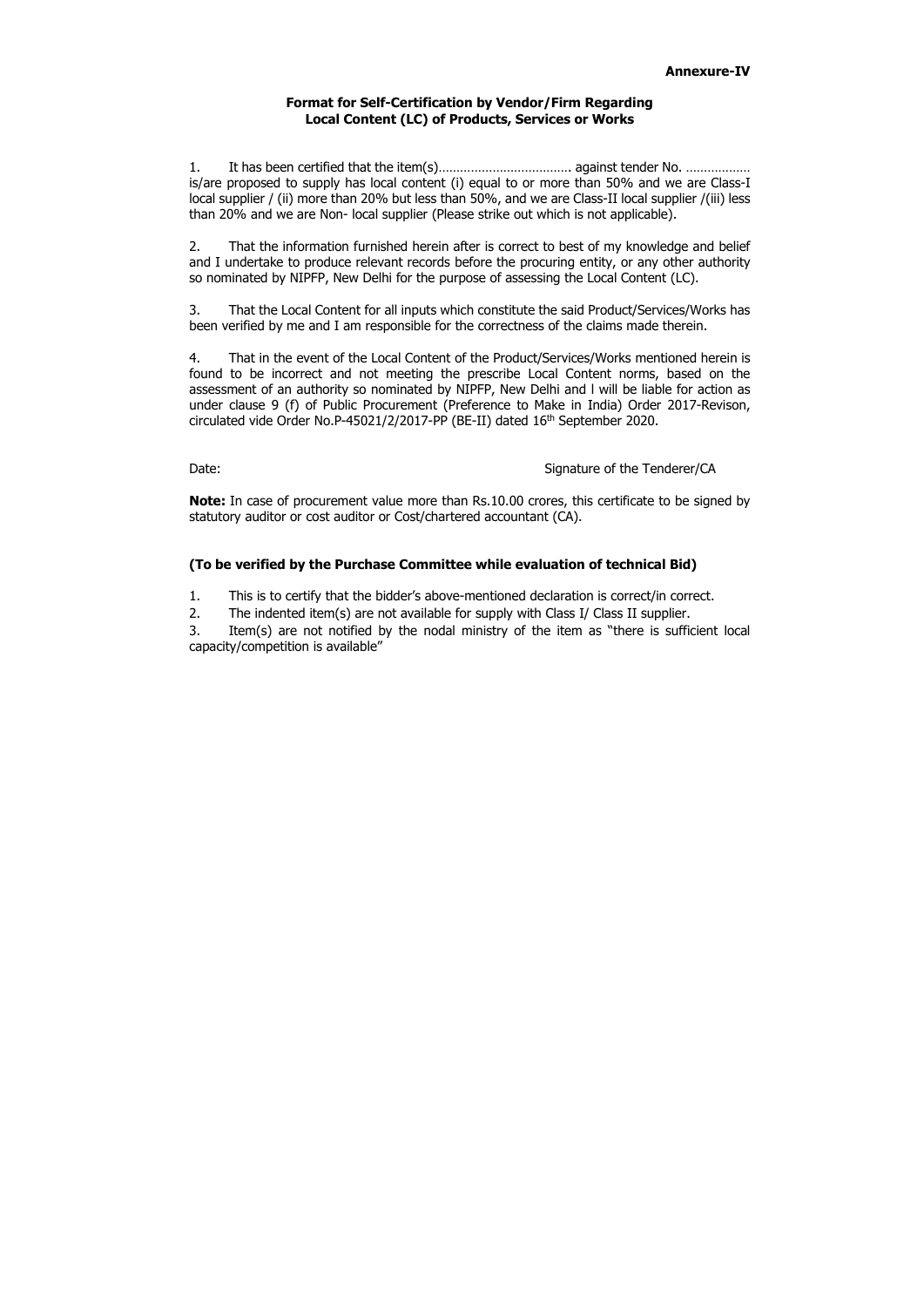**Annexure-IV**

**Format for Self-Certification by Vendor/Firm Regarding Local Content (LC) of Products, Services or Works**

1. It has been certified that the item(s)………………………………. against tender No. ……………… is/are proposed to supply has local content (i) equal to or more than 50% and we are Class-I local supplier / (ii) more than 20% but less than 50%, and we are Class-II local supplier /(iii) less than 20% and we are Non- local supplier (Please strike out which is not applicable).

2. That the information furnished herein after is correct to best of my knowledge and belief and I undertake to produce relevant records before the procuring entity, or any other authority so nominated by NIPFP, New Delhi for the purpose of assessing the Local Content (LC).

3. That the Local Content for all inputs which constitute the said Product/Services/Works has been verified by me and I am responsible for the correctness of the claims made therein.

4. That in the event of the Local Content of the Product/Services/Works mentioned herein is found to be incorrect and not meeting the prescribe Local Content norms, based on the assessment of an authority so nominated by NIPFP, New Delhi and l will be liable for action as under clause 9 (f) of Public Procurement (Preference to Make in India) Order 2017-Revison, circulated vide Order No.P-45021/2/2017-PP (BE-II) dated 16th September 2020.

Date: Signature of the Tenderer/CA

**Note:** In case of procurement value more than Rs.10.00 crores, this certificate to be signed by statutory auditor or cost auditor or Cost/chartered accountant (CA).

**(To be verified by the Purchase Committee while evaluation of technical Bid)**

1. This is to certify that the bidder's above-mentioned declaration is correct/in correct.
2. The indented item(s) are not available for supply with Class I/ Class II supplier.
3. Item(s) are not notified by the nodal ministry of the item as "there is sufficient local capacity/competition is available"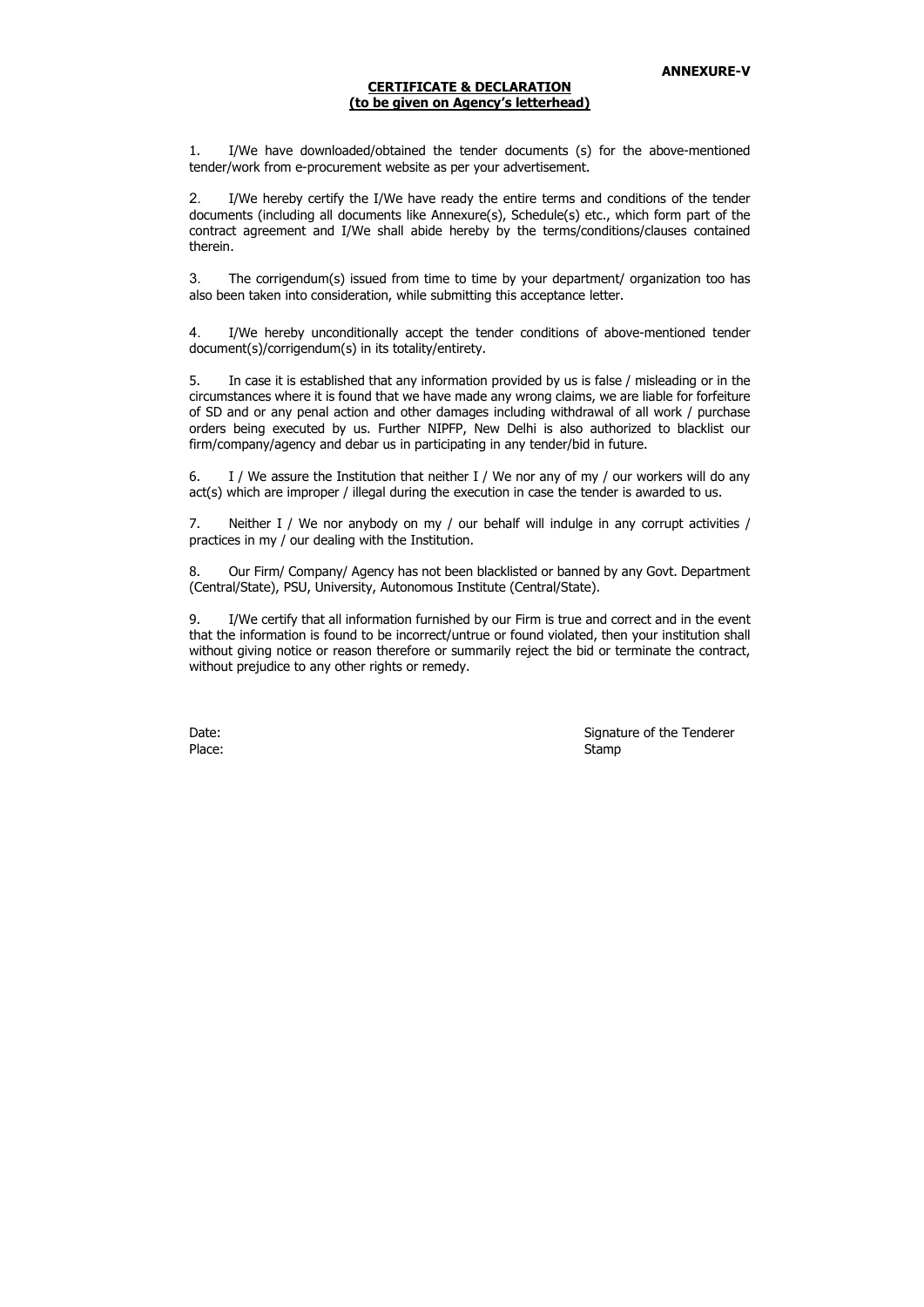**ANNEXURE-V**

**CERTIFICATE & DECLARATION**
**(to be given on Agency's letterhead)**

1. I/We have downloaded/obtained the tender documents (s) for the above-mentioned tender/work from e-procurement website as per your advertisement.

2. I/We hereby certify the I/We have ready the entire terms and conditions of the tender documents (including all documents like Annexure(s), Schedule(s) etc., which form part of the contract agreement and I/We shall abide hereby by the terms/conditions/clauses contained therein.

3. The corrigendum(s) issued from time to time by your department/ organization too has also been taken into consideration, while submitting this acceptance letter.

4. I/We hereby unconditionally accept the tender conditions of above-mentioned tender document(s)/corrigendum(s) in its totality/entirety.

5. In case it is established that any information provided by us is false / misleading or in the circumstances where it is found that we have made any wrong claims, we are liable for forfeiture of SD and or any penal action and other damages including withdrawal of all work / purchase orders being executed by us. Further NIPFP, New Delhi is also authorized to blacklist our firm/company/agency and debar us in participating in any tender/bid in future.

6. I / We assure the Institution that neither I / We nor any of my / our workers will do any act(s) which are improper / illegal during the execution in case the tender is awarded to us.

7. Neither I / We nor anybody on my / our behalf will indulge in any corrupt activities / practices in my / our dealing with the Institution.

8. Our Firm/ Company/ Agency has not been blacklisted or banned by any Govt. Department (Central/State), PSU, University, Autonomous Institute (Central/State).

9. I/We certify that all information furnished by our Firm is true and correct and in the event that the information is found to be incorrect/untrue or found violated, then your institution shall without giving notice or reason therefore or summarily reject the bid or terminate the contract, without prejudice to any other rights or remedy.

Date: Signature of the Tenderer

Place: Stamp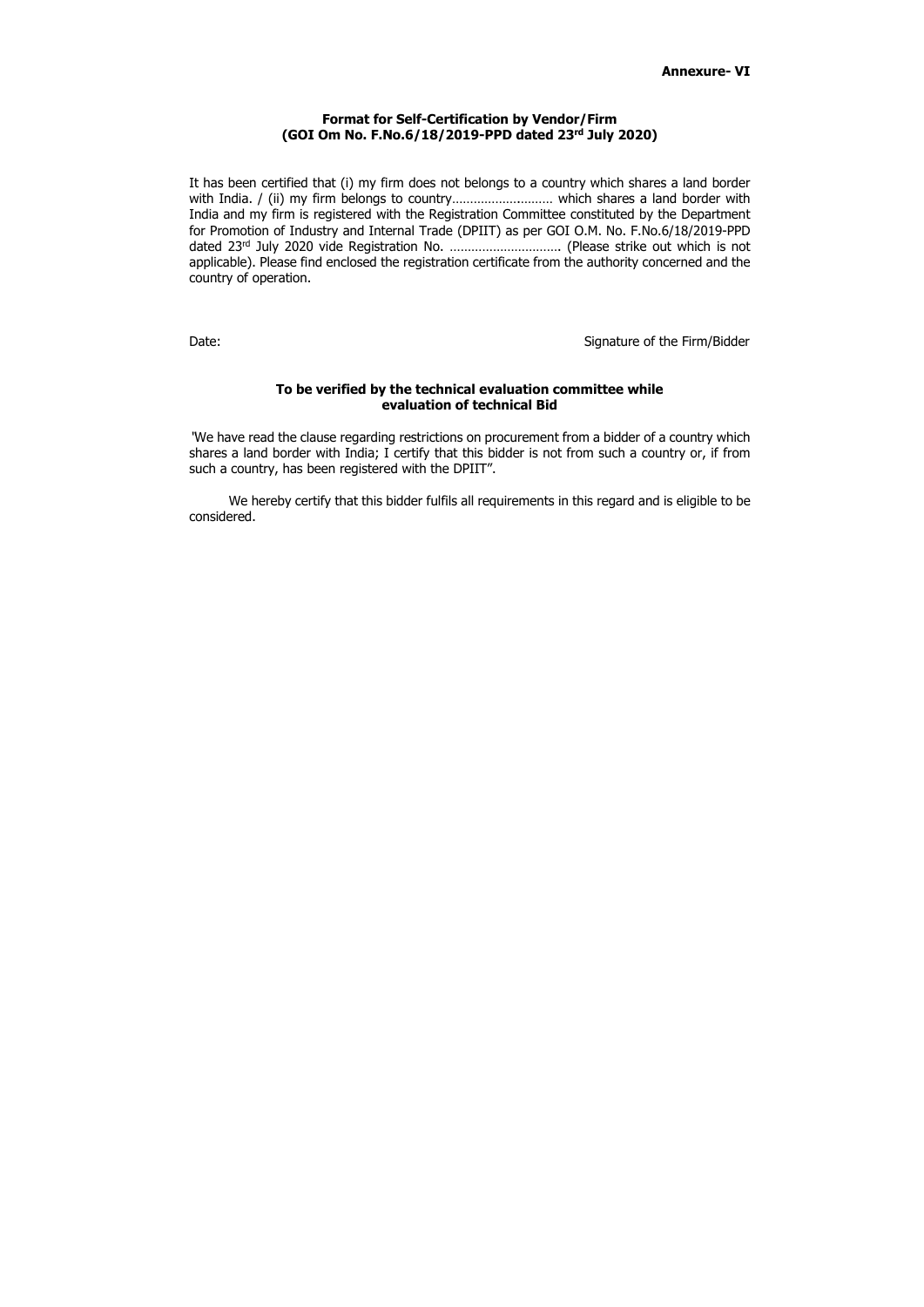**Annexure- VI**

**Format for Self-Certification by Vendor/Firm**
**(GOI Om No. F.No.6/18/2019-PPD dated 23rd July 2020)**

It has been certified that (i) my firm does not belongs to a country which shares a land border with India. / (ii) my firm belongs to country……………………… which shares a land border with India and my firm is registered with the Registration Committee constituted by the Department for Promotion of Industry and Internal Trade (DPIIT) as per GOI O.M. No. F.No.6/18/2019-PPD dated 23rd July 2020 vide Registration No. …………………………. (Please strike out which is not applicable). Please find enclosed the registration certificate from the authority concerned and the country of operation.

Date: Signature of the Firm/Bidder

**To be verified by the technical evaluation committee while evaluation of technical Bid**

'We have read the clause regarding restrictions on procurement from a bidder of a country which shares a land border with India; I certify that this bidder is not from such a country or, if from such a country, has been registered with the DPIIT".

We hereby certify that this bidder fulfils all requirements in this regard and is eligible to be considered.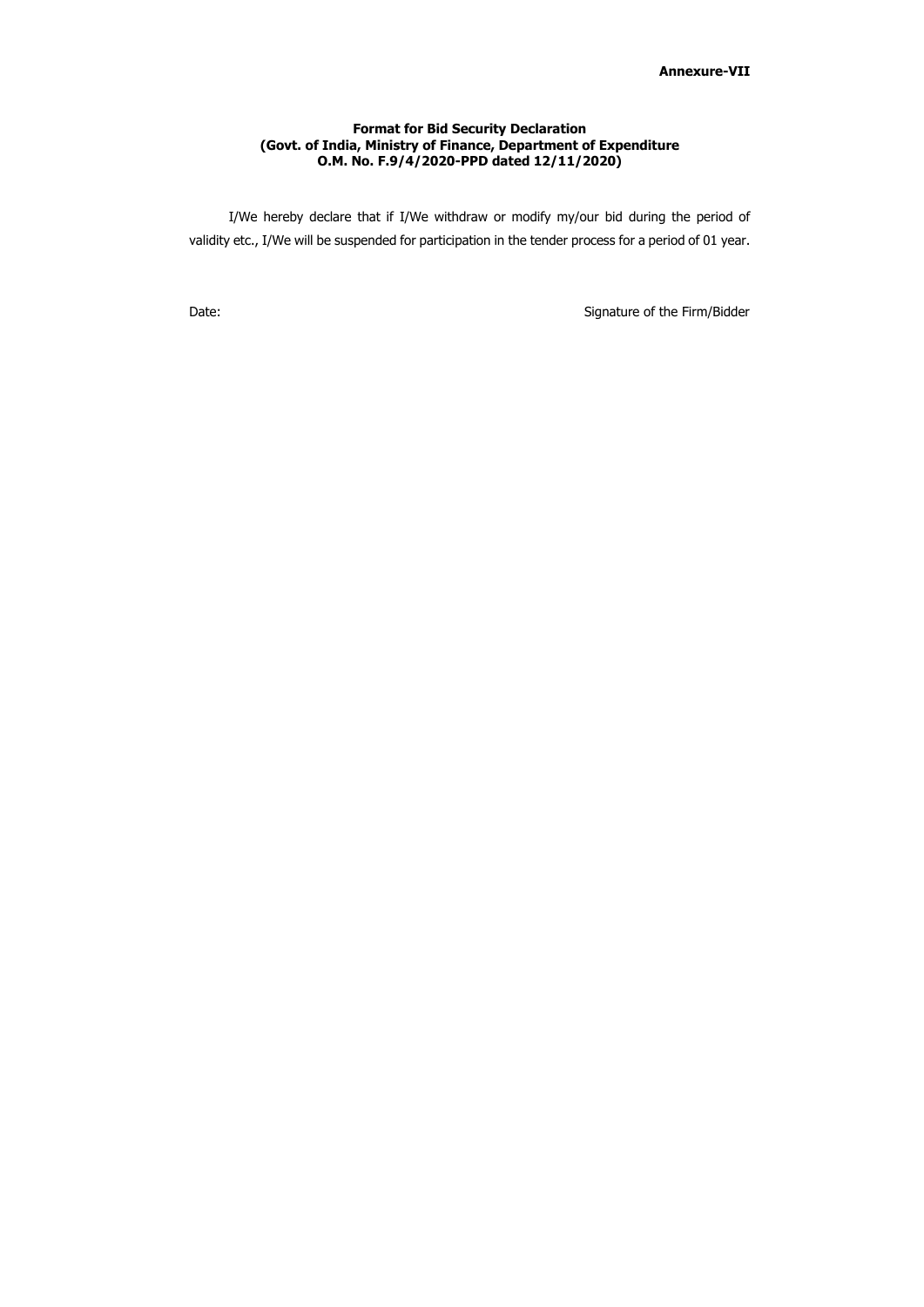**Annexure-VII**

**Format for Bid Security Declaration**
**(Govt. of India, Ministry of Finance, Department of Expenditure**
**O.M. No. F.9/4/2020-PPD dated 12/11/2020)**

I/We hereby declare that if I/We withdraw or modify my/our bid during the period of validity etc., I/We will be suspended for participation in the tender process for a period of 01 year.

Date: Signature of the Firm/Bidder